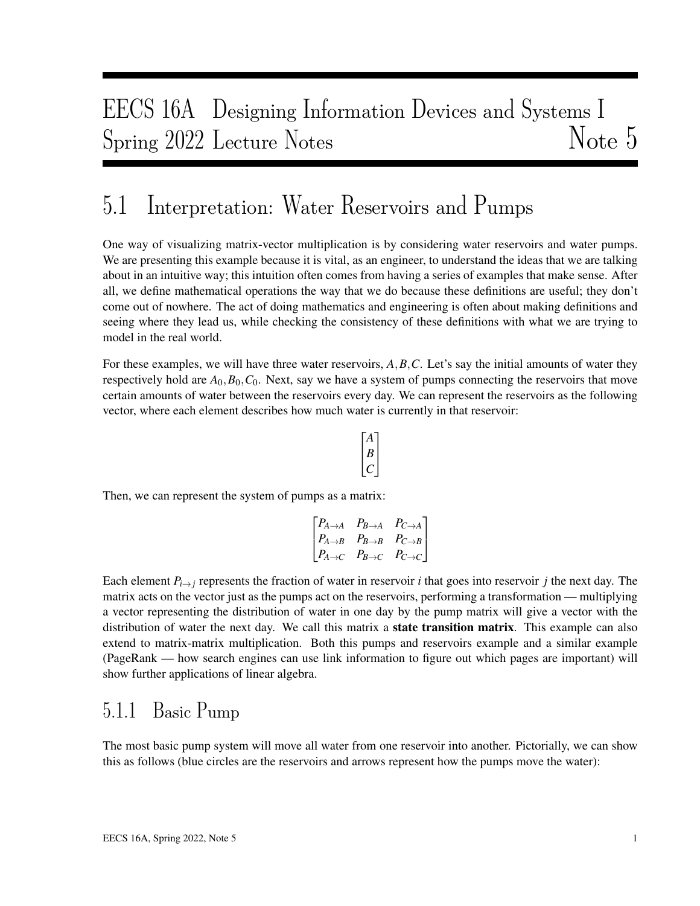# EECS 16A Designing Information Devices and Systems I
# Spring 2022 Lecture Notes — Note 5

## 5.1 Interpretation: Water Reservoirs and Pumps

One way of visualizing matrix-vector multiplication is by considering water reservoirs and water pumps. We are presenting this example because it is vital, as an engineer, to understand the ideas that we are talking about in an intuitive way; this intuition often comes from having a series of examples that make sense. After all, we define mathematical operations the way that we do because these definitions are useful; they don't come out of nowhere. The act of doing mathematics and engineering is often about making definitions and seeing where they lead us, while checking the consistency of these definitions with what we are trying to model in the real world.

For these examples, we will have three water reservoirs, $A, B, C$. Let's say the initial amounts of water they respectively hold are $A_0, B_0, C_0$. Next, say we have a system of pumps connecting the reservoirs that move certain amounts of water between the reservoirs every day. We can represent the reservoirs as the following vector, where each element describes how much water is currently in that reservoir:

$$\begin{bmatrix} A \\ B \\ C \end{bmatrix}$$

Then, we can represent the system of pumps as a matrix:

$$\begin{bmatrix} P_{A\to A} & P_{B\to A} & P_{C\to A} \\ P_{A\to B} & P_{B\to B} & P_{C\to B} \\ P_{A\to C} & P_{B\to C} & P_{C\to C} \end{bmatrix}$$

Each element $P_{i\to j}$ represents the fraction of water in reservoir $i$ that goes into reservoir $j$ the next day. The matrix acts on the vector just as the pumps act on the reservoirs, performing a transformation — multiplying a vector representing the distribution of water in one day by the pump matrix will give a vector with the distribution of water the next day. We call this matrix a **state transition matrix**. This example can also extend to matrix-matrix multiplication. Both this pumps and reservoirs example and a similar example (PageRank — how search engines can use link information to figure out which pages are important) will show further applications of linear algebra.

### 5.1.1 Basic Pump

The most basic pump system will move all water from one reservoir into another. Pictorially, we can show this as follows (blue circles are the reservoirs and arrows represent how the pumps move the water):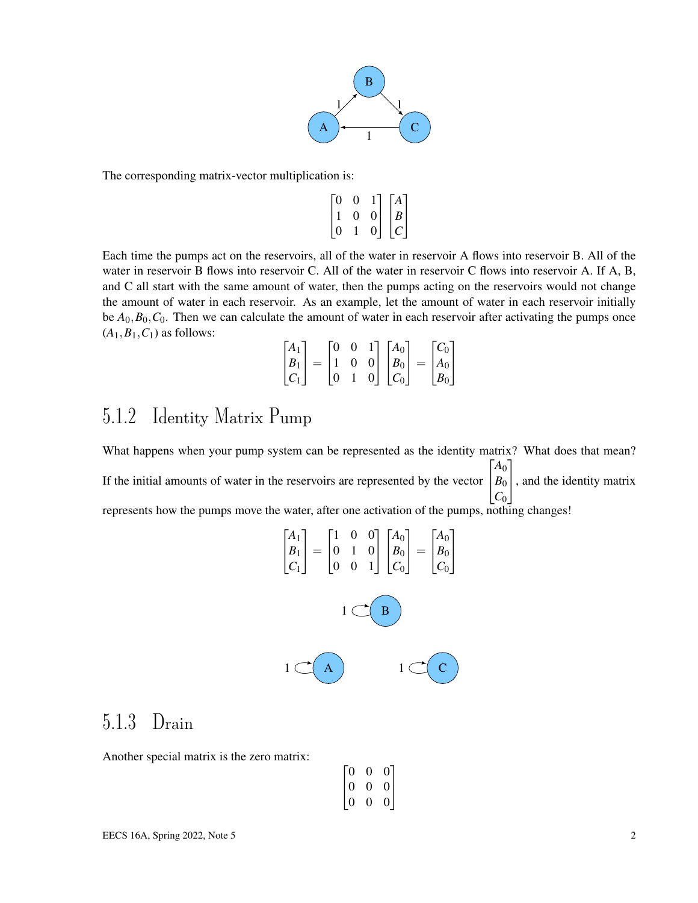The corresponding matrix-vector multiplication is:

$$\begin{bmatrix} 0 & 0 & 1 \\ 1 & 0 & 0 \\ 0 & 1 & 0 \end{bmatrix} \begin{bmatrix} A \\ B \\ C \end{bmatrix}$$

Each time the pumps act on the reservoirs, all of the water in reservoir A flows into reservoir B. All of the water in reservoir B flows into reservoir C. All of the water in reservoir C flows into reservoir A. If A, B, and C all start with the same amount of water, then the pumps acting on the reservoirs would not change the amount of water in each reservoir. As an example, let the amount of water in each reservoir initially be $A_0, B_0, C_0$. Then we can calculate the amount of water in each reservoir after activating the pumps once $(A_1, B_1, C_1)$ as follows:

$$\begin{bmatrix} A_1 \\ B_1 \\ C_1 \end{bmatrix} = \begin{bmatrix} 0 & 0 & 1 \\ 1 & 0 & 0 \\ 0 & 1 & 0 \end{bmatrix} \begin{bmatrix} A_0 \\ B_0 \\ C_0 \end{bmatrix} = \begin{bmatrix} C_0 \\ A_0 \\ B_0 \end{bmatrix}$$

### 5.1.2 Identity Matrix Pump

What happens when your pump system can be represented as the identity matrix? What does that mean? If the initial amounts of water in the reservoirs are represented by the vector $\begin{bmatrix} A_0 \\ B_0 \\ C_0 \end{bmatrix}$, and the identity matrix represents how the pumps move the water, after one activation of the pumps, nothing changes!

$$\begin{bmatrix} A_1 \\ B_1 \\ C_1 \end{bmatrix} = \begin{bmatrix} 1 & 0 & 0 \\ 0 & 1 & 0 \\ 0 & 0 & 1 \end{bmatrix} \begin{bmatrix} A_0 \\ B_0 \\ C_0 \end{bmatrix} = \begin{bmatrix} A_0 \\ B_0 \\ C_0 \end{bmatrix}$$

### 5.1.3 Drain

Another special matrix is the zero matrix:

$$\begin{bmatrix} 0 & 0 & 0 \\ 0 & 0 & 0 \\ 0 & 0 & 0 \end{bmatrix}$$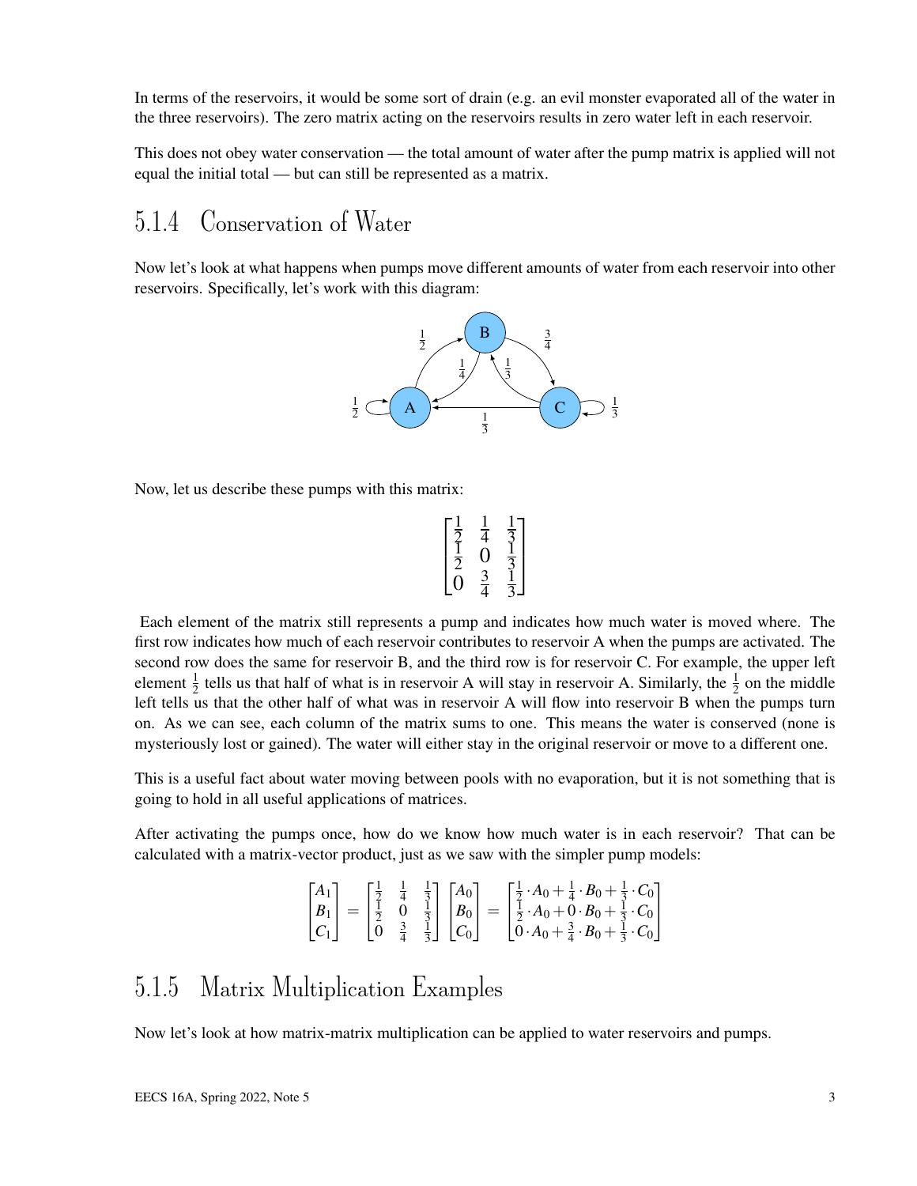In terms of the reservoirs, it would be some sort of drain (e.g. an evil monster evaporated all of the water in the three reservoirs). The zero matrix acting on the reservoirs results in zero water left in each reservoir.

This does not obey water conservation — the total amount of water after the pump matrix is applied will not equal the initial total — but can still be represented as a matrix.

### 5.1.4 Conservation of Water

Now let's look at what happens when pumps move different amounts of water from each reservoir into other reservoirs. Specifically, let's work with this diagram:

Now, let us describe these pumps with this matrix:

$$\begin{bmatrix} \frac{1}{2} & \frac{1}{4} & \frac{1}{3} \\ \frac{1}{2} & 0 & \frac{1}{3} \\ 0 & \frac{3}{4} & \frac{1}{3} \end{bmatrix}$$

Each element of the matrix still represents a pump and indicates how much water is moved where. The first row indicates how much of each reservoir contributes to reservoir A when the pumps are activated. The second row does the same for reservoir B, and the third row is for reservoir C. For example, the upper left element $\frac{1}{2}$ tells us that half of what is in reservoir A will stay in reservoir A. Similarly, the $\frac{1}{2}$ on the middle left tells us that the other half of what was in reservoir A will flow into reservoir B when the pumps turn on. As we can see, each column of the matrix sums to one. This means the water is conserved (none is mysteriously lost or gained). The water will either stay in the original reservoir or move to a different one.

This is a useful fact about water moving between pools with no evaporation, but it is not something that is going to hold in all useful applications of matrices.

After activating the pumps once, how do we know how much water is in each reservoir? That can be calculated with a matrix-vector product, just as we saw with the simpler pump models:

$$\begin{bmatrix} A_1 \\ B_1 \\ C_1 \end{bmatrix} = \begin{bmatrix} \frac{1}{2} & \frac{1}{4} & \frac{1}{3} \\ \frac{1}{2} & 0 & \frac{1}{3} \\ 0 & \frac{3}{4} & \frac{1}{3} \end{bmatrix} \begin{bmatrix} A_0 \\ B_0 \\ C_0 \end{bmatrix} = \begin{bmatrix} \frac{1}{2} \cdot A_0 + \frac{1}{4} \cdot B_0 + \frac{1}{3} \cdot C_0 \\ \frac{1}{2} \cdot A_0 + 0 \cdot B_0 + \frac{1}{3} \cdot C_0 \\ 0 \cdot A_0 + \frac{3}{4} \cdot B_0 + \frac{1}{3} \cdot C_0 \end{bmatrix}$$

### 5.1.5 Matrix Multiplication Examples

Now let's look at how matrix-matrix multiplication can be applied to water reservoirs and pumps.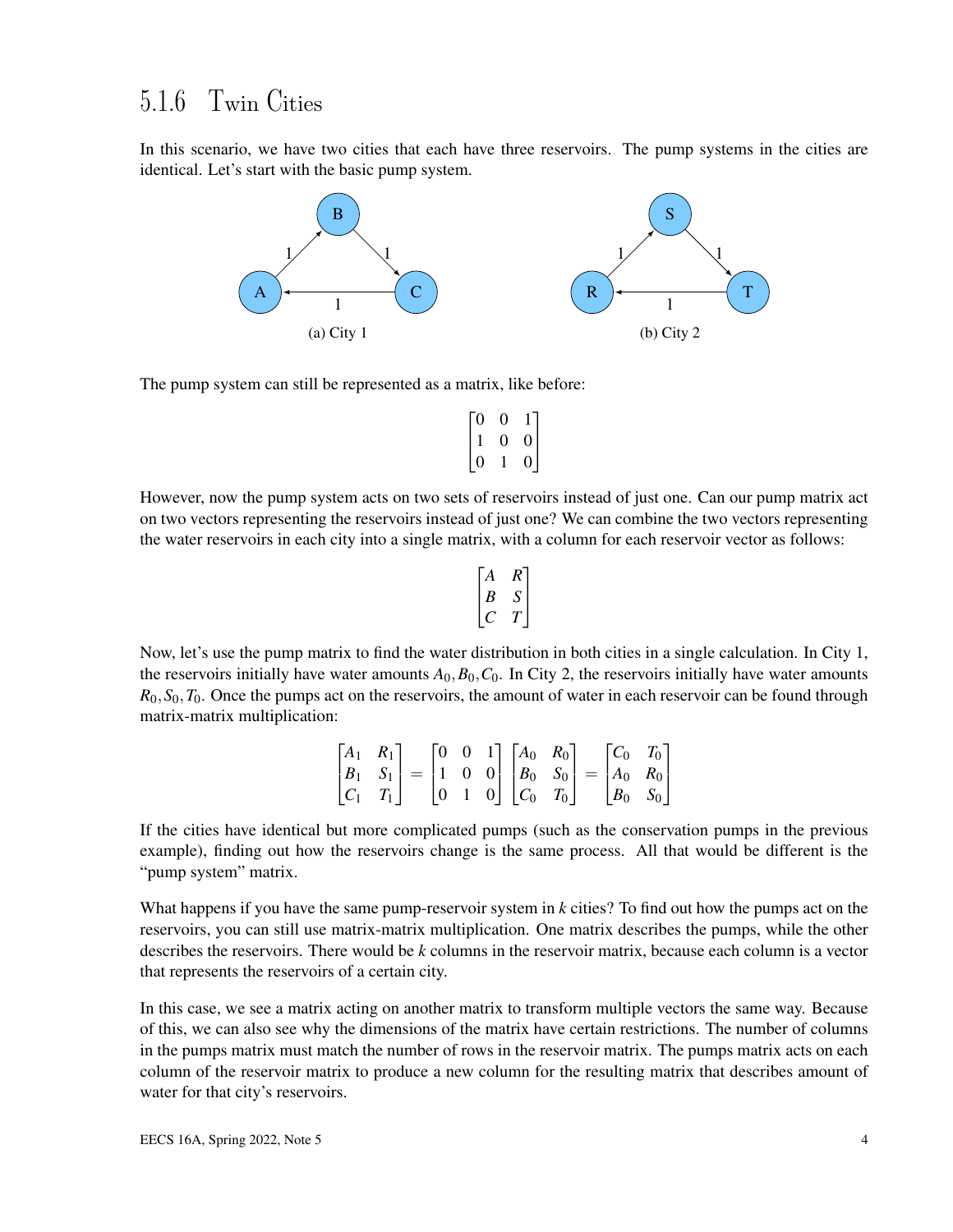### 5.1.6 Twin Cities

In this scenario, we have two cities that each have three reservoirs. The pump systems in the cities are identical. Let's start with the basic pump system.

(a) City 1

(b) City 2

The pump system can still be represented as a matrix, like before:

$$\begin{bmatrix} 0 & 0 & 1 \\ 1 & 0 & 0 \\ 0 & 1 & 0 \end{bmatrix}$$

However, now the pump system acts on two sets of reservoirs instead of just one. Can our pump matrix act on two vectors representing the reservoirs instead of just one? We can combine the two vectors representing the water reservoirs in each city into a single matrix, with a column for each reservoir vector as follows:

$$\begin{bmatrix} A & R \\ B & S \\ C & T \end{bmatrix}$$

Now, let's use the pump matrix to find the water distribution in both cities in a single calculation. In City 1, the reservoirs initially have water amounts $A_0, B_0, C_0$. In City 2, the reservoirs initially have water amounts $R_0, S_0, T_0$. Once the pumps act on the reservoirs, the amount of water in each reservoir can be found through matrix-matrix multiplication:

$$\begin{bmatrix} A_1 & R_1 \\ B_1 & S_1 \\ C_1 & T_1 \end{bmatrix} = \begin{bmatrix} 0 & 0 & 1 \\ 1 & 0 & 0 \\ 0 & 1 & 0 \end{bmatrix} \begin{bmatrix} A_0 & R_0 \\ B_0 & S_0 \\ C_0 & T_0 \end{bmatrix} = \begin{bmatrix} C_0 & T_0 \\ A_0 & R_0 \\ B_0 & S_0 \end{bmatrix}$$

If the cities have identical but more complicated pumps (such as the conservation pumps in the previous example), finding out how the reservoirs change is the same process. All that would be different is the "pump system" matrix.

What happens if you have the same pump-reservoir system in $k$ cities? To find out how the pumps act on the reservoirs, you can still use matrix-matrix multiplication. One matrix describes the pumps, while the other describes the reservoirs. There would be $k$ columns in the reservoir matrix, because each column is a vector that represents the reservoirs of a certain city.

In this case, we see a matrix acting on another matrix to transform multiple vectors the same way. Because of this, we can also see why the dimensions of the matrix have certain restrictions. The number of columns in the pumps matrix must match the number of rows in the reservoir matrix. The pumps matrix acts on each column of the reservoir matrix to produce a new column for the resulting matrix that describes amount of water for that city's reservoirs.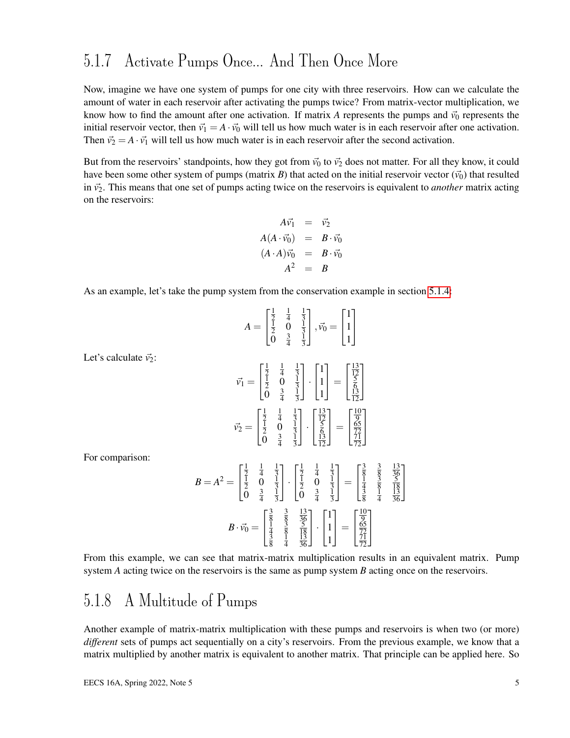## 5.1.7 Activate Pumps Once... And Then Once More

Now, imagine we have one system of pumps for one city with three reservoirs. How can we calculate the amount of water in each reservoir after activating the pumps twice? From matrix-vector multiplication, we know how to find the amount after one activation. If matrix $A$ represents the pumps and $\vec{v}_0$ represents the initial reservoir vector, then $\vec{v}_1 = A \cdot \vec{v}_0$ will tell us how much water is in each reservoir after one activation. Then $\vec{v}_2 = A \cdot \vec{v}_1$ will tell us how much water is in each reservoir after the second activation.

But from the reservoirs' standpoints, how they got from $\vec{v}_0$ to $\vec{v}_2$ does not matter. For all they know, it could have been some other system of pumps (matrix $B$) that acted on the initial reservoir vector ($\vec{v}_0$) that resulted in $\vec{v}_2$. This means that one set of pumps acting twice on the reservoirs is equivalent to *another* matrix acting on the reservoirs:

$$
\begin{aligned}
A\vec{v}_1 &= \vec{v}_2 \\
A(A \cdot \vec{v}_0) &= B \cdot \vec{v}_0 \\
(A \cdot A)\vec{v}_0 &= B \cdot \vec{v}_0 \\
A^2 &= B
\end{aligned}
$$

As an example, let's take the pump system from the conservation example in section 5.1.4:

$$
A = \begin{bmatrix} \frac{1}{2} & \frac{1}{4} & \frac{1}{3} \\ \frac{1}{2} & 0 & \frac{1}{3} \\ 0 & \frac{3}{4} & \frac{1}{3} \end{bmatrix}, \vec{v}_0 = \begin{bmatrix} 1 \\ 1 \\ 1 \end{bmatrix}
$$

Let's calculate $\vec{v}_2$:

$$
\vec{v}_1 = \begin{bmatrix} \frac{1}{2} & \frac{1}{4} & \frac{1}{3} \\ \frac{1}{2} & 0 & \frac{1}{3} \\ 0 & \frac{3}{4} & \frac{1}{3} \end{bmatrix} \cdot \begin{bmatrix} 1 \\ 1 \\ 1 \end{bmatrix} = \begin{bmatrix} \frac{13}{12} \\ \frac{5}{6} \\ \frac{13}{12} \end{bmatrix}
$$

$$
\vec{v}_2 = \begin{bmatrix} \frac{1}{2} & \frac{1}{4} & \frac{1}{3} \\ \frac{1}{2} & 0 & \frac{1}{3} \\ 0 & \frac{3}{4} & \frac{1}{3} \end{bmatrix} \cdot \begin{bmatrix} \frac{13}{12} \\ \frac{5}{6} \\ \frac{13}{12} \end{bmatrix} = \begin{bmatrix} \frac{10}{9} \\ \frac{65}{72} \\ \frac{71}{72} \end{bmatrix}
$$

For comparison:

$$
B = A^2 = \begin{bmatrix} \frac{1}{2} & \frac{1}{4} & \frac{1}{3} \\ \frac{1}{2} & 0 & \frac{1}{3} \\ 0 & \frac{3}{4} & \frac{1}{3} \end{bmatrix} \cdot \begin{bmatrix} \frac{1}{2} & \frac{1}{4} & \frac{1}{3} \\ \frac{1}{2} & 0 & \frac{1}{3} \\ 0 & \frac{3}{4} & \frac{1}{3} \end{bmatrix} = \begin{bmatrix} \frac{3}{8} & \frac{3}{8} & \frac{13}{36} \\ \frac{1}{4} & \frac{3}{8} & \frac{5}{18} \\ \frac{3}{8} & \frac{1}{4} & \frac{13}{36} \end{bmatrix}
$$

$$
B \cdot \vec{v}_0 = \begin{bmatrix} \frac{3}{8} & \frac{3}{8} & \frac{13}{36} \\ \frac{1}{4} & \frac{3}{8} & \frac{5}{18} \\ \frac{3}{8} & \frac{1}{4} & \frac{13}{36} \end{bmatrix} \cdot \begin{bmatrix} 1 \\ 1 \\ 1 \end{bmatrix} = \begin{bmatrix} \frac{10}{9} \\ \frac{65}{72} \\ \frac{71}{72} \end{bmatrix}
$$

From this example, we can see that matrix-matrix multiplication results in an equivalent matrix. Pump system $A$ acting twice on the reservoirs is the same as pump system $B$ acting once on the reservoirs.

## 5.1.8 A Multitude of Pumps

Another example of matrix-matrix multiplication with these pumps and reservoirs is when two (or more) *different* sets of pumps act sequentially on a city's reservoirs. From the previous example, we know that a matrix multiplied by another matrix is equivalent to another matrix. That principle can be applied here. So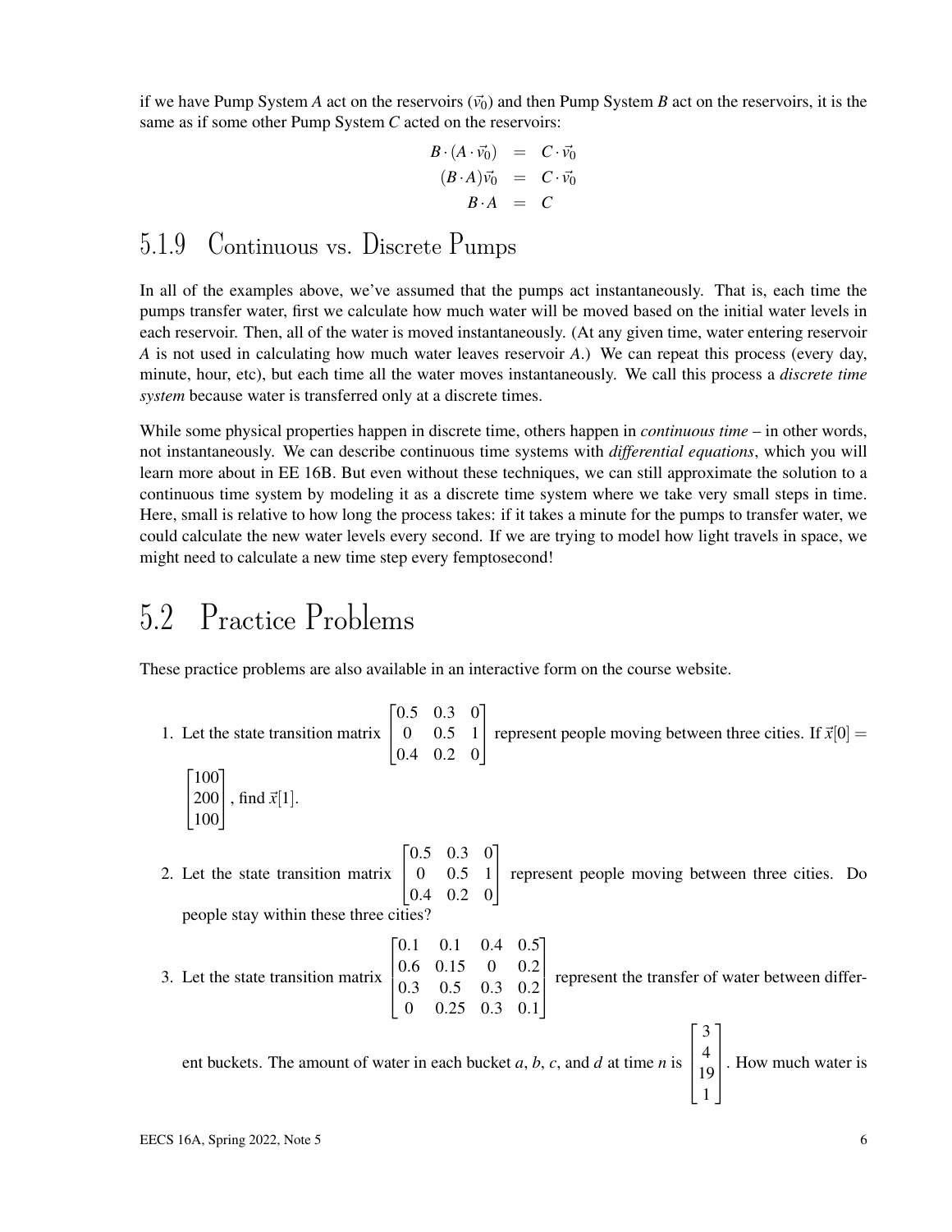if we have Pump System $A$ act on the reservoirs ($\vec{v}_0$) and then Pump System $B$ act on the reservoirs, it is the same as if some other Pump System $C$ acted on the reservoirs:

$$
\begin{aligned}
B \cdot (A \cdot \vec{v}_0) &= C \cdot \vec{v}_0 \\
(B \cdot A)\vec{v}_0 &= C \cdot \vec{v}_0 \\
B \cdot A &= C
\end{aligned}
$$

### 5.1.9 Continuous vs. Discrete Pumps

In all of the examples above, we've assumed that the pumps act instantaneously. That is, each time the pumps transfer water, first we calculate how much water will be moved based on the initial water levels in each reservoir. Then, all of the water is moved instantaneously. (At any given time, water entering reservoir $A$ is not used in calculating how much water leaves reservoir $A$.) We can repeat this process (every day, minute, hour, etc), but each time all the water moves instantaneously. We call this process a *discrete time system* because water is transferred only at a discrete times.

While some physical properties happen in discrete time, others happen in *continuous time* – in other words, not instantaneously. We can describe continuous time systems with *differential equations*, which you will learn more about in EE 16B. But even without these techniques, we can still approximate the solution to a continuous time system by modeling it as a discrete time system where we take very small steps in time. Here, small is relative to how long the process takes: if it takes a minute for the pumps to transfer water, we could calculate the new water levels every second. If we are trying to model how light travels in space, we might need to calculate a new time step every femptosecond!

## 5.2 Practice Problems

These practice problems are also available in an interactive form on the course website.

1. Let the state transition matrix $\begin{bmatrix} 0.5 & 0.3 & 0 \\ 0 & 0.5 & 1 \\ 0.4 & 0.2 & 0 \end{bmatrix}$ represent people moving between three cities. If $\vec{x}[0] = \begin{bmatrix} 100 \\ 200 \\ 100 \end{bmatrix}$, find $\vec{x}[1]$.

2. Let the state transition matrix $\begin{bmatrix} 0.5 & 0.3 & 0 \\ 0 & 0.5 & 1 \\ 0.4 & 0.2 & 0 \end{bmatrix}$ represent people moving between three cities. Do people stay within these three cities?

3. Let the state transition matrix $\begin{bmatrix} 0.1 & 0.1 & 0.4 & 0.5 \\ 0.6 & 0.15 & 0 & 0.2 \\ 0.3 & 0.5 & 0.3 & 0.2 \\ 0 & 0.25 & 0.3 & 0.1 \end{bmatrix}$ represent the transfer of water between different buckets. The amount of water in each bucket $a$, $b$, $c$, and $d$ at time $n$ is $\begin{bmatrix} 3 \\ 4 \\ 19 \\ 1 \end{bmatrix}$. How much water is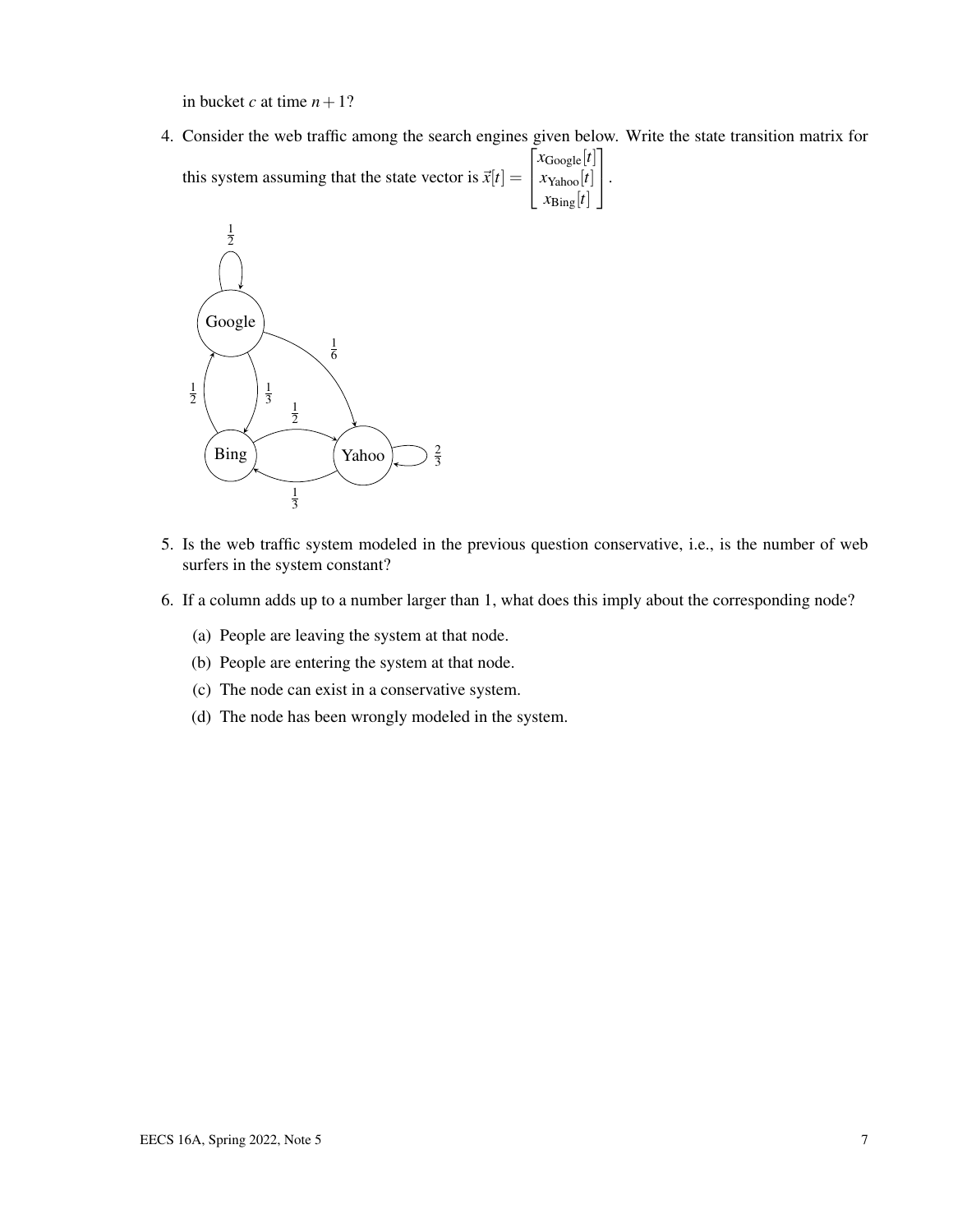in bucket $c$ at time $n+1$?

4. Consider the web traffic among the search engines given below. Write the state transition matrix for this system assuming that the state vector is $\vec{x}[t] = \begin{bmatrix} x_{\text{Google}}[t] \\ x_{\text{Yahoo}}[t] \\ x_{\text{Bing}}[t] \end{bmatrix}$.

$\frac{1}{2}$

Google

$\frac{1}{6}$

$\frac{1}{2}$ $\frac{1}{3}$

$\frac{1}{2}$

Bing Yahoo $\frac{2}{3}$

$\frac{1}{3}$

5. Is the web traffic system modeled in the previous question conservative, i.e., is the number of web surfers in the system constant?

6. If a column adds up to a number larger than 1, what does this imply about the corresponding node?

   (a) People are leaving the system at that node.

   (b) People are entering the system at that node.

   (c) The node can exist in a conservative system.

   (d) The node has been wrongly modeled in the system.